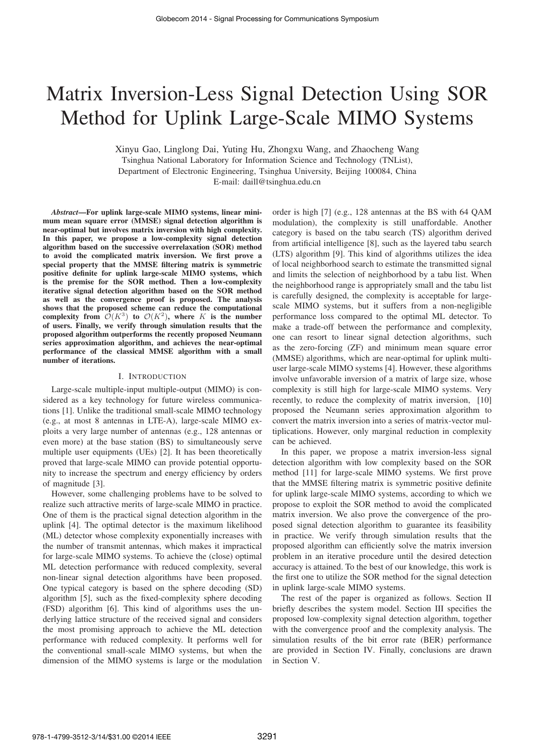# Matrix Inversion-Less Signal Detection Using SOR Method for Uplink Large-Scale MIMO Systems

Xinyu Gao, Linglong Dai, Yuting Hu, Zhongxu Wang, and Zhaocheng Wang

Tsinghua National Laboratory for Information Science and Technology (TNList),
Department of Electronic Engineering, Tsinghua University, Beijing 100084, China
E-mail: daill@tsinghua.edu.cn

***Abstract*—For uplink large-scale MIMO systems, linear minimum mean square error (MMSE) signal detection algorithm is near-optimal but involves matrix inversion with high complexity. In this paper, we propose a low-complexity signal detection algorithm based on the successive overrelaxation (SOR) method to avoid the complicated matrix inversion. We first prove a special property that the MMSE filtering matrix is symmetric positive definite for uplink large-scale MIMO systems, which is the premise for the SOR method. Then a low-complexity iterative signal detection algorithm based on the SOR method as well as the convergence proof is proposed. The analysis shows that the proposed scheme can reduce the computational complexity from $\mathcal{O}(K^3)$ to $\mathcal{O}(K^2)$, where $K$ is the number of users. Finally, we verify through simulation results that the proposed algorithm outperforms the recently proposed Neumann series approximation algorithm, and achieves the near-optimal performance of the classical MMSE algorithm with a small number of iterations.**

## I. Introduction

Large-scale multiple-input multiple-output (MIMO) is considered as a key technology for future wireless communications [1]. Unlike the traditional small-scale MIMO technology (e.g., at most 8 antennas in LTE-A), large-scale MIMO exploits a very large number of antennas (e.g., 128 antennas or even more) at the base station (BS) to simultaneously serve multiple user equipments (UEs) [2]. It has been theoretically proved that large-scale MIMO can provide potential opportunity to increase the spectrum and energy efficiency by orders of magnitude [3].

However, some challenging problems have to be solved to realize such attractive merits of large-scale MIMO in practice. One of them is the practical signal detection algorithm in the uplink [4]. The optimal detector is the maximum likelihood (ML) detector whose complexity exponentially increases with the number of transmit antennas, which makes it impractical for large-scale MIMO systems. To achieve the (close) optimal ML detection performance with reduced complexity, several non-linear signal detection algorithms have been proposed. One typical category is based on the sphere decoding (SD) algorithm [5], such as the fixed-complexity sphere decoding (FSD) algorithm [6]. This kind of algorithms uses the underlying lattice structure of the received signal and considers the most promising approach to achieve the ML detection performance with reduced complexity. It performs well for the conventional small-scale MIMO systems, but when the dimension of the MIMO systems is large or the modulation order is high [7] (e.g., 128 antennas at the BS with 64 QAM modulation), the complexity is still unaffordable. Another category is based on the tabu search (TS) algorithm derived from artificial intelligence [8], such as the layered tabu search (LTS) algorithm [9]. This kind of algorithms utilizes the idea of local neighborhood search to estimate the transmitted signal and limits the selection of neighborhood by a tabu list. When the neighborhood range is appropriately small and the tabu list is carefully designed, the complexity is acceptable for large-scale MIMO systems, but it suffers from a non-negligible performance loss compared to the optimal ML detector. To make a trade-off between the performance and complexity, one can resort to linear signal detection algorithms, such as the zero-forcing (ZF) and minimum mean square error (MMSE) algorithms, which are near-optimal for uplink multi-user large-scale MIMO systems [4]. However, these algorithms involve unfavorable inversion of a matrix of large size, whose complexity is still high for large-scale MIMO systems. Very recently, to reduce the complexity of matrix inversion, [10] proposed the Neumann series approximation algorithm to convert the matrix inversion into a series of matrix-vector multiplications. However, only marginal reduction in complexity can be achieved.

In this paper, we propose a matrix inversion-less signal detection algorithm with low complexity based on the SOR method [11] for large-scale MIMO systems. We first prove that the MMSE filtering matrix is symmetric positive definite for uplink large-scale MIMO systems, according to which we propose to exploit the SOR method to avoid the complicated matrix inversion. We also prove the convergence of the proposed signal detection algorithm to guarantee its feasibility in practice. We verify through simulation results that the proposed algorithm can efficiently solve the matrix inversion problem in an iterative procedure until the desired detection accuracy is attained. To the best of our knowledge, this work is the first one to utilize the SOR method for the signal detection in uplink large-scale MIMO systems.

The rest of the paper is organized as follows. Section II briefly describes the system model. Section III specifies the proposed low-complexity signal detection algorithm, together with the convergence proof and the complexity analysis. The simulation results of the bit error rate (BER) performance are provided in Section IV. Finally, conclusions are drawn in Section V.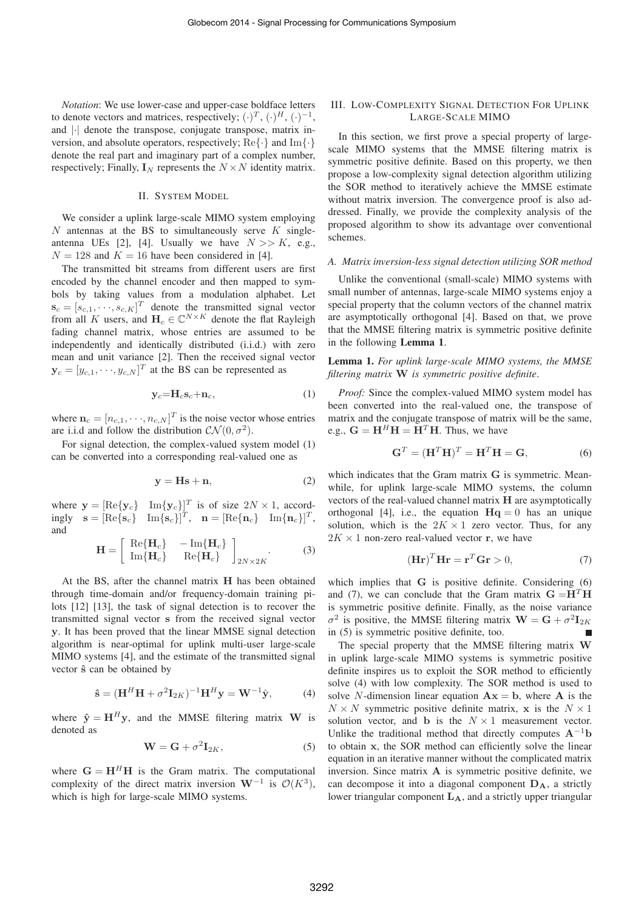*Notation*: We use lower-case and upper-case boldface letters to denote vectors and matrices, respectively; $(\cdot)^T$, $(\cdot)^H$, $(\cdot)^{-1}$, and $|\cdot|$ denote the transpose, conjugate transpose, matrix inversion, and absolute operators, respectively; $\mathrm{Re}\{\cdot\}$ and $\mathrm{Im}\{\cdot\}$ denote the real part and imaginary part of a complex number, respectively; Finally, $\mathbf{I}_N$ represents the $N \times N$ identity matrix.

## II. System Model

We consider a uplink large-scale MIMO system employing $N$ antennas at the BS to simultaneously serve $K$ single-antenna UEs [2], [4]. Usually we have $N >> K$, e.g., $N = 128$ and $K = 16$ have been considered in [4].

The transmitted bit streams from different users are first encoded by the channel encoder and then mapped to symbols by taking values from a modulation alphabet. Let $\mathbf{s}_c = [s_{c,1}, \cdots, s_{c,K}]^T$ denote the transmitted signal vector from all $K$ users, and $\mathbf{H}_c \in \mathbb{C}^{N \times K}$ denote the flat Rayleigh fading channel matrix, whose entries are assumed to be independently and identically distributed (i.i.d.) with zero mean and unit variance [2]. Then the received signal vector $\mathbf{y}_c = [y_{c,1}, \cdots, y_{c,N}]^T$ at the BS can be represented as

$$\mathbf{y}_c = \mathbf{H}_c \mathbf{s}_c + \mathbf{n}_c, \tag{1}$$

where $\mathbf{n}_c = [n_{c,1}, \cdots, n_{c,N}]^T$ is the noise vector whose entries are i.i.d and follow the distribution $\mathcal{CN}(0, \sigma^2)$.

For signal detection, the complex-valued system model (1) can be converted into a corresponding real-valued one as

$$\mathbf{y} = \mathbf{H}\mathbf{s} + \mathbf{n}, \tag{2}$$

where $\mathbf{y} = [\mathrm{Re}\{\mathbf{y}_c\} \quad \mathrm{Im}\{\mathbf{y}_c\}]^T$ is of size $2N \times 1$, accordingly $\mathbf{s} = [\mathrm{Re}\{\mathbf{s}_c\} \quad \mathrm{Im}\{\mathbf{s}_c\}]^T$, $\mathbf{n} = [\mathrm{Re}\{\mathbf{n}_c\} \quad \mathrm{Im}\{\mathbf{n}_c\}]^T$, and

$$\mathbf{H} = \begin{bmatrix} \mathrm{Re}\{\mathbf{H}_c\} & -\mathrm{Im}\{\mathbf{H}_c\} \\ \mathrm{Im}\{\mathbf{H}_c\} & \mathrm{Re}\{\mathbf{H}_c\} \end{bmatrix}_{2N \times 2K}. \tag{3}$$

At the BS, after the channel matrix $\mathbf{H}$ has been obtained through time-domain and/or frequency-domain training pilots [12] [13], the task of signal detection is to recover the transmitted signal vector $\mathbf{s}$ from the received signal vector $\mathbf{y}$. It has been proved that the linear MMSE signal detection algorithm is near-optimal for uplink multi-user large-scale MIMO systems [4], and the estimate of the transmitted signal vector $\hat{\mathbf{s}}$ can be obtained by

$$\hat{\mathbf{s}} = (\mathbf{H}^H \mathbf{H} + \sigma^2 \mathbf{I}_{2K})^{-1} \mathbf{H}^H \mathbf{y} = \mathbf{W}^{-1} \hat{\mathbf{y}}, \tag{4}$$

where $\hat{\mathbf{y}} = \mathbf{H}^H \mathbf{y}$, and the MMSE filtering matrix $\mathbf{W}$ is denoted as

$$\mathbf{W} = \mathbf{G} + \sigma^2 \mathbf{I}_{2K}, \tag{5}$$

where $\mathbf{G} = \mathbf{H}^H \mathbf{H}$ is the Gram matrix. The computational complexity of the direct matrix inversion $\mathbf{W}^{-1}$ is $\mathcal{O}(K^3)$, which is high for large-scale MIMO systems.

## III. Low-Complexity Signal Detection For Uplink Large-Scale MIMO

In this section, we first prove a special property of large-scale MIMO systems that the MMSE filtering matrix is symmetric positive definite. Based on this property, we then propose a low-complexity signal detection algorithm utilizing the SOR method to iteratively achieve the MMSE estimate without matrix inversion. The convergence proof is also addressed. Finally, we provide the complexity analysis of the proposed algorithm to show its advantage over conventional schemes.

### *A. Matrix inversion-less signal detection utilizing SOR method*

Unlike the conventional (small-scale) MIMO systems with small number of antennas, large-scale MIMO systems enjoy a special property that the column vectors of the channel matrix are asymptotically orthogonal [4]. Based on that, we prove that the MMSE filtering matrix is symmetric positive definite in the following **Lemma 1**.

**Lemma 1.** *For uplink large-scale MIMO systems, the MMSE filtering matrix* $\mathbf{W}$ *is symmetric positive definite.*

*Proof:* Since the complex-valued MIMO system model has been converted into the real-valued one, the transpose of matrix and the conjugate transpose of matrix will be the same, e.g., $\mathbf{G} = \mathbf{H}^H \mathbf{H} = \mathbf{H}^T \mathbf{H}$. Thus, we have

$$\mathbf{G}^T = (\mathbf{H}^T \mathbf{H})^T = \mathbf{H}^T \mathbf{H} = \mathbf{G}, \tag{6}$$

which indicates that the Gram matrix $\mathbf{G}$ is symmetric. Meanwhile, for uplink large-scale MIMO systems, the column vectors of the real-valued channel matrix $\mathbf{H}$ are asymptotically orthogonal [4], i.e., the equation $\mathbf{H}\mathbf{q} = 0$ has an unique solution, which is the $2K \times 1$ zero vector. Thus, for any $2K \times 1$ non-zero real-valued vector $\mathbf{r}$, we have

$$(\mathbf{H}\mathbf{r})^T \mathbf{H}\mathbf{r} = \mathbf{r}^T \mathbf{G} \mathbf{r} > 0, \tag{7}$$

which implies that $\mathbf{G}$ is positive definite. Considering (6) and (7), we can conclude that the Gram matrix $\mathbf{G} = \mathbf{H}^T \mathbf{H}$ is symmetric positive definite. Finally, as the noise variance $\sigma^2$ is positive, the MMSE filtering matrix $\mathbf{W} = \mathbf{G} + \sigma^2 \mathbf{I}_{2K}$ in (5) is symmetric positive definite, too. ∎

The special property that the MMSE filtering matrix $\mathbf{W}$ in uplink large-scale MIMO systems is symmetric positive definite inspires us to exploit the SOR method to efficiently solve (4) with low complexity. The SOR method is used to solve $N$-dimension linear equation $\mathbf{A}\mathbf{x} = \mathbf{b}$, where $\mathbf{A}$ is the $N \times N$ symmetric positive definite matrix, $\mathbf{x}$ is the $N \times 1$ solution vector, and $\mathbf{b}$ is the $N \times 1$ measurement vector. Unlike the traditional method that directly computes $\mathbf{A}^{-1}\mathbf{b}$ to obtain $\mathbf{x}$, the SOR method can efficiently solve the linear equation in an iterative manner without the complicated matrix inversion. Since matrix $\mathbf{A}$ is symmetric positive definite, we can decompose it into a diagonal component $\mathbf{D}_\mathbf{A}$, a strictly lower triangular component $\mathbf{L}_\mathbf{A}$, and a strictly upper triangular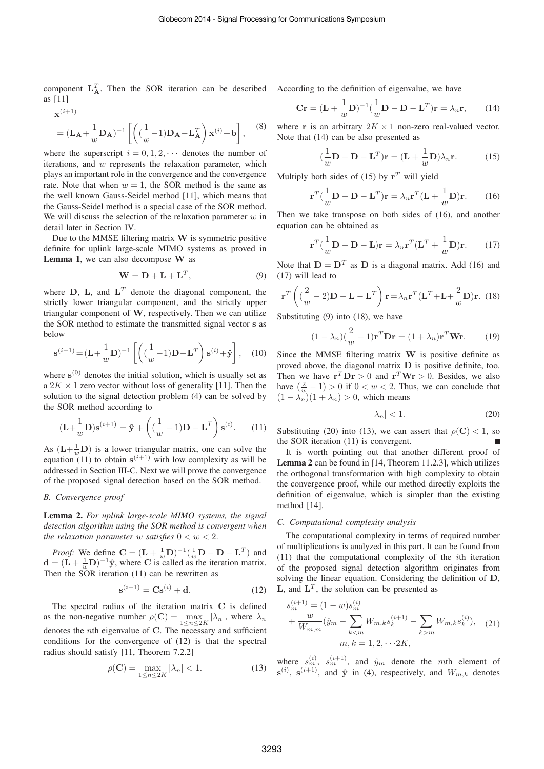component $\mathbf{L}_{\mathbf{A}}^T$. Then the SOR iteration can be described as [11]

$$
\begin{aligned}
&\mathbf{x}^{(i+1)} \\
&= (\mathbf{L_A} + \frac{1}{w}\mathbf{D_A})^{-1}\left[\left((\frac{1}{w}-1)\mathbf{D_A} - \mathbf{L}_{\mathbf{A}}^T\right)\mathbf{x}^{(i)} + \mathbf{b}\right],
\end{aligned} \tag{8}
$$

where the superscript $i = 0, 1, 2, \cdots$ denotes the number of iterations, and $w$ represents the relaxation parameter, which plays an important role in the convergence and the convergence rate. Note that when $w = 1$, the SOR method is the same as the well known Gauss-Seidel method [11], which means that the Gauss-Seidel method is a special case of the SOR method. We will discuss the selection of the relaxation parameter $w$ in detail later in Section IV.

Due to the MMSE filtering matrix $\mathbf{W}$ is symmetric positive definite for uplink large-scale MIMO systems as proved in **Lemma 1**, we can also decompose $\mathbf{W}$ as

$$
\mathbf{W} = \mathbf{D} + \mathbf{L} + \mathbf{L}^T, \tag{9}
$$

where $\mathbf{D}$, $\mathbf{L}$, and $\mathbf{L}^T$ denote the diagonal component, the strictly lower triangular component, and the strictly upper triangular component of $\mathbf{W}$, respectively. Then we can utilize the SOR method to estimate the transmitted signal vector $\mathbf{s}$ as below

$$
\mathbf{s}^{(i+1)} = (\mathbf{L} + \frac{1}{w}\mathbf{D})^{-1}\left[\left((\frac{1}{w}-1)\mathbf{D} - \mathbf{L}^T\right)\mathbf{s}^{(i)} + \hat{\mathbf{y}}\right], \tag{10}
$$

where $\mathbf{s}^{(0)}$ denotes the initial solution, which is usually set as a $2K \times 1$ zero vector without loss of generality [11]. Then the solution to the signal detection problem (4) can be solved by the SOR method according to

$$
(\mathbf{L} + \frac{1}{w}\mathbf{D})\mathbf{s}^{(i+1)} = \hat{\mathbf{y}} + \left((\frac{1}{w}-1)\mathbf{D} - \mathbf{L}^T\right)\mathbf{s}^{(i)}. \tag{11}
$$

As $(\mathbf{L} + \frac{1}{w}\mathbf{D})$ is a lower triangular matrix, one can solve the equation (11) to obtain $\mathbf{s}^{(i+1)}$ with low complexity as will be addressed in Section III-C. Next we will prove the convergence of the proposed signal detection based on the SOR method.

### *B. Convergence proof*

**Lemma 2.** *For uplink large-scale MIMO systems, the signal detection algorithm using the SOR method is convergent when the relaxation parameter $w$ satisfies $0 < w < 2$.*

*Proof:* We define $\mathbf{C} = (\mathbf{L} + \frac{1}{w}\mathbf{D})^{-1}(\frac{1}{w}\mathbf{D} - \mathbf{D} - \mathbf{L}^T)$ and $\mathbf{d} = (\mathbf{L} + \frac{1}{w}\mathbf{D})^{-1}\hat{\mathbf{y}}$, where $\mathbf{C}$ is called as the iteration matrix. Then the SOR iteration (11) can be rewritten as

$$
\mathbf{s}^{(i+1)} = \mathbf{C}\mathbf{s}^{(i)} + \mathbf{d}. \tag{12}
$$

The spectral radius of the iteration matrix $\mathbf{C}$ is defined as the non-negative number $\rho(\mathbf{C}) = \max_{1 \le n \le 2K} |\lambda_n|$, where $\lambda_n$ denotes the $n$th eigenvalue of $\mathbf{C}$. The necessary and sufficient conditions for the convergence of (12) is that the spectral radius should satisfy [11, Theorem 7.2.2]

$$
\rho(\mathbf{C}) = \max_{1 \le n \le 2K} |\lambda_n| < 1. \tag{13}
$$

According to the definition of eigenvalue, we have

$$
\mathbf{C}\mathbf{r} = (\mathbf{L} + \frac{1}{w}\mathbf{D})^{-1}(\frac{1}{w}\mathbf{D} - \mathbf{D} - \mathbf{L}^T)\mathbf{r} = \lambda_n\mathbf{r}, \tag{14}
$$

where $\mathbf{r}$ is an arbitrary $2K \times 1$ non-zero real-valued vector. Note that (14) can be also presented as

$$
(\frac{1}{w}\mathbf{D} - \mathbf{D} - \mathbf{L}^T)\mathbf{r} = (\mathbf{L} + \frac{1}{w}\mathbf{D})\lambda_n\mathbf{r}. \tag{15}
$$

Multiply both sides of (15) by $\mathbf{r}^T$ will yield

$$
\mathbf{r}^T(\frac{1}{w}\mathbf{D} - \mathbf{D} - \mathbf{L}^T)\mathbf{r} = \lambda_n\mathbf{r}^T(\mathbf{L} + \frac{1}{w}\mathbf{D})\mathbf{r}. \tag{16}
$$

Then we take transpose on both sides of (16), and another equation can be obtained as

$$
\mathbf{r}^T(\frac{1}{w}\mathbf{D} - \mathbf{D} - \mathbf{L})\mathbf{r} = \lambda_n\mathbf{r}^T(\mathbf{L}^T + \frac{1}{w}\mathbf{D})\mathbf{r}. \tag{17}
$$

Note that $\mathbf{D} = \mathbf{D}^T$ as $\mathbf{D}$ is a diagonal matrix. Add (16) and (17) will lead to

$$
\mathbf{r}^T\left((\frac{2}{w} - 2)\mathbf{D} - \mathbf{L} - \mathbf{L}^T\right)\mathbf{r} = \lambda_n\mathbf{r}^T(\mathbf{L}^T + \mathbf{L} + \frac{2}{w}\mathbf{D})\mathbf{r}. \tag{18}
$$

Substituting (9) into (18), we have

$$
(1 - \lambda_n)(\frac{2}{w} - 1)\mathbf{r}^T\mathbf{D}\mathbf{r} = (1 + \lambda_n)\mathbf{r}^T\mathbf{W}\mathbf{r}. \tag{19}
$$

Since the MMSE filtering matrix $\mathbf{W}$ is positive definite as proved above, the diagonal matrix $\mathbf{D}$ is positive definite, too. Then we have $\mathbf{r}^T\mathbf{D}\mathbf{r} > 0$ and $\mathbf{r}^T\mathbf{W}\mathbf{r} > 0$. Besides, we also have $(\frac{2}{w} - 1) > 0$ if $0 < w < 2$. Thus, we can conclude that $(1 - \lambda_n)(1 + \lambda_n) > 0$, which means

$$
|\lambda_n| < 1. \tag{20}
$$

Substituting (20) into (13), we can assert that $\rho(\mathbf{C}) < 1$, so the SOR iteration (11) is convergent. ∎

It is worth pointing out that another different proof of **Lemma 2** can be found in [14, Theorem 11.2.3], which utilizes the orthogonal transformation with high complexity to obtain the convergence proof, while our method directly exploits the definition of eigenvalue, which is simpler than the existing method [14].

### *C. Computational complexity analysis*

The computational complexity in terms of required number of multiplications is analyzed in this part. It can be found from (11) that the computational complexity of the $i$th iteration of the proposed signal detection algorithm originates from solving the linear equation. Considering the definition of $\mathbf{D}$, $\mathbf{L}$, and $\mathbf{L}^T$, the solution can be presented as

$$
\begin{aligned}
s_m^{(i+1)} &= (1 - w)s_m^{(i)} \\
&+ \frac{w}{W_{m,m}}(\hat{y}_m - \sum_{k<m} W_{m,k}s_k^{(i+1)} - \sum_{k>m} W_{m,k}s_k^{(i)}), \\
&\qquad m, k = 1, 2, \cdots 2K,
\end{aligned} \tag{21}
$$

where $s_m^{(i)}$, $s_m^{(i+1)}$, and $\hat{y}_m$ denote the $m$th element of $\mathbf{s}^{(i)}$, $\mathbf{s}^{(i+1)}$, and $\hat{\mathbf{y}}$ in (4), respectively, and $W_{m,k}$ denotes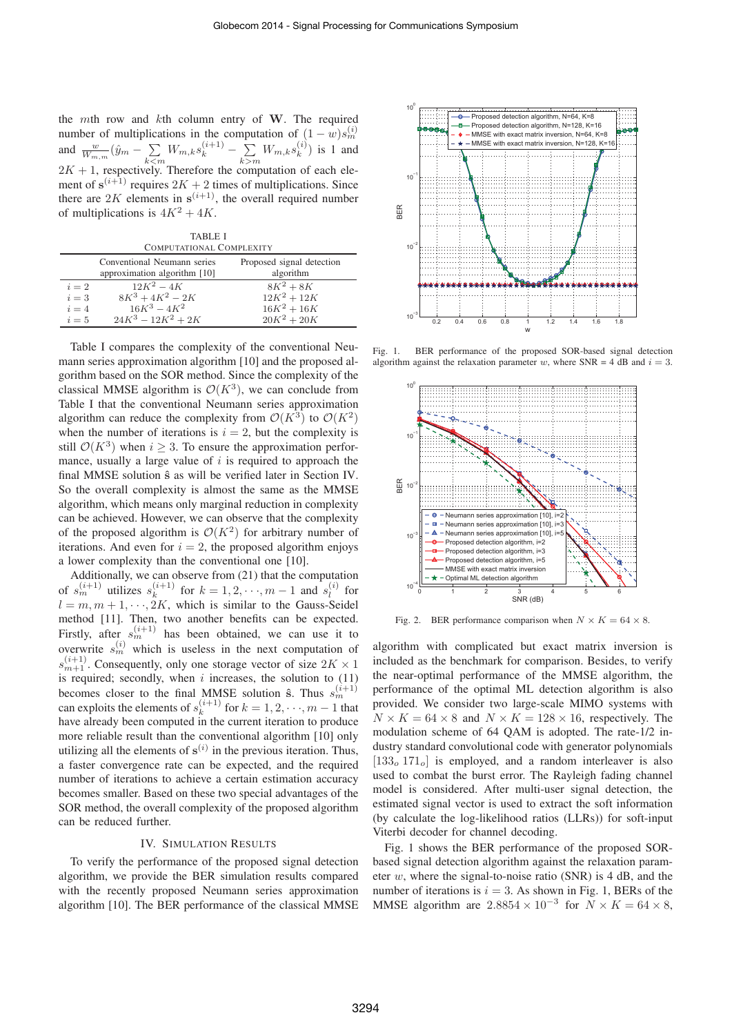the $m$th row and $k$th column entry of $\mathbf{W}$. The required number of multiplications in the computation of $(1-w)s_m^{(i)}$ and $\frac{w}{W_{m,m}}(\hat{y}_m - \sum_{k<m} W_{m,k}s_k^{(i+1)} - \sum_{k>m} W_{m,k}s_k^{(i)})$ is 1 and $2K+1$, respectively. Therefore the computation of each element of $\mathbf{s}^{(i+1)}$ requires $2K+2$ times of multiplications. Since there are $2K$ elements in $\mathbf{s}^{(i+1)}$, the overall required number of multiplications is $4K^2+4K$.

TABLE I
COMPUTATIONAL COMPLEXITY

| | Conventional Neumann series approximation algorithm [10] | Proposed signal detection algorithm |
|---|---|---|
| $i=2$ | $12K^2-4K$ | $8K^2+8K$ |
| $i=3$ | $8K^3+4K^2-2K$ | $12K^2+12K$ |
| $i=4$ | $16K^3-4K^2$ | $16K^2+16K$ |
| $i=5$ | $24K^3-12K^2+2K$ | $20K^2+20K$ |

Table I compares the complexity of the conventional Neumann series approximation algorithm [10] and the proposed algorithm based on the SOR method. Since the complexity of the classical MMSE algorithm is $\mathcal{O}(K^3)$, we can conclude from Table I that the conventional Neumann series approximation algorithm can reduce the complexity from $\mathcal{O}(K^3)$ to $\mathcal{O}(K^2)$ when the number of iterations is $i=2$, but the complexity is still $\mathcal{O}(K^3)$ when $i\geq 3$. To ensure the approximation performance, usually a large value of $i$ is required to approach the final MMSE solution $\hat{\mathbf{s}}$ as will be verified later in Section IV. So the overall complexity is almost the same as the MMSE algorithm, which means only marginal reduction in complexity can be achieved. However, we can observe that the complexity of the proposed algorithm is $\mathcal{O}(K^2)$ for arbitrary number of iterations. And even for $i=2$, the proposed algorithm enjoys a lower complexity than the conventional one [10].

Additionally, we can observe from (21) that the computation of $s_m^{(i+1)}$ utilizes $s_k^{(i+1)}$ for $k=1,2,\cdots,m-1$ and $s_l^{(i)}$ for $l=m,m+1,\cdots,2K$, which is similar to the Gauss-Seidel method [11]. Then, two another benefits can be expected. Firstly, after $s_m^{(i+1)}$ has been obtained, we can use it to overwrite $s_m^{(i)}$ which is useless in the next computation of $s_{m+1}^{(i+1)}$. Consequently, only one storage vector of size $2K\times 1$ is required; secondly, when $i$ increases, the solution to (11) becomes closer to the final MMSE solution $\hat{\mathbf{s}}$. Thus $s_m^{(i+1)}$ can exploits the elements of $s_k^{(i+1)}$ for $k=1,2,\cdots,m-1$ that have already been computed in the current iteration to produce more reliable result than the conventional algorithm [10] only utilizing all the elements of $\mathbf{s}^{(i)}$ in the previous iteration. Thus, a faster convergence rate can be expected, and the required number of iterations to achieve a certain estimation accuracy becomes smaller. Based on these two special advantages of the SOR method, the overall complexity of the proposed algorithm can be reduced further.

## IV. SIMULATION RESULTS

To verify the performance of the proposed signal detection algorithm, we provide the BER simulation results compared with the recently proposed Neumann series approximation algorithm [10]. The BER performance of the classical MMSE algorithm with complicated but exact matrix inversion is included as the benchmark for comparison. Besides, to verify the near-optimal performance of the MMSE algorithm, the performance of the optimal ML detection algorithm is also provided. We consider two large-scale MIMO systems with $N\times K=64\times 8$ and $N\times K=128\times 16$, respectively. The modulation scheme of 64 QAM is adopted. The rate-1/2 industry standard convolutional code with generator polynomials $[133_o\ 171_o]$ is employed, and a random interleaver is also used to combat the burst error. The Rayleigh fading channel model is considered. After multi-user signal detection, the estimated signal vector is used to extract the soft information (by calculate the log-likelihood ratios (LLRs)) for soft-input Viterbi decoder for channel decoding.

Fig. 1 shows the BER performance of the proposed SOR-based signal detection algorithm against the relaxation parameter $w$, where the signal-to-noise ratio (SNR) is 4 dB, and the number of iterations is $i=3$. As shown in Fig. 1, BERs of the MMSE algorithm are $2.8854\times 10^{-3}$ for $N\times K=64\times 8$,

Fig. 1. BER performance of the proposed SOR-based signal detection algorithm against the relaxation parameter $w$, where SNR = 4 dB and $i=3$.

Fig. 2. BER performance comparison when $N\times K=64\times 8$.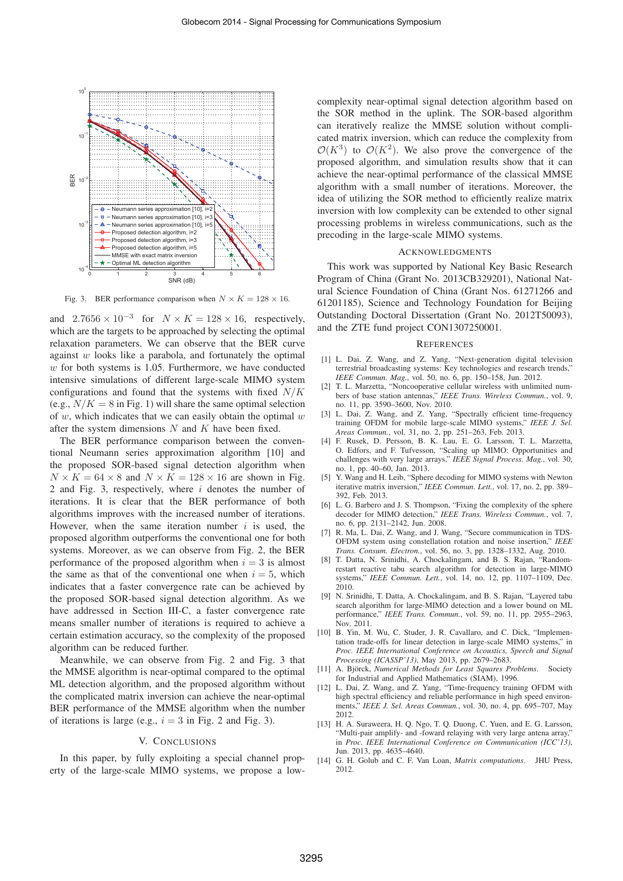$10^0$

$10^{-1}$

$10^{-2}$

$10^{-3}$

$10^{-4}$

BER

0 1 2 3 4 5 6

SNR (dB)

Neumann series approximation [10], i=2
Neumann series approximation [10], i=3
Neumann series approximation [10], i=5
Proposed detection algorithm, i=2
Proposed detection algorithm, i=3
Proposed detection algorithm, i=5
MMSE with exact matrix inversion
Optimal ML detection algorithm

Fig. 3. BER performance comparison when $N \times K = 128 \times 16$.

and $2.7656 \times 10^{-3}$ for $N \times K = 128 \times 16$, respectively, which are the targets to be approached by selecting the optimal relaxation parameters. We can observe that the BER curve against $w$ looks like a parabola, and fortunately the optimal $w$ for both systems is 1.05. Furthermore, we have conducted intensive simulations of different large-scale MIMO system configurations and found that the systems with fixed $N/K$ (e.g., $N/K = 8$ in Fig. 1) will share the same optimal selection of $w$, which indicates that the optimal $w$ can easily obtain the optimal $w$ after the system dimensions $N$ and $K$ have been fixed.

The BER performance comparison between the conventional Neumann series approximation algorithm [10] and the proposed SOR-based signal detection algorithm when $N \times K = 64 \times 8$ and $N \times K = 128 \times 16$ are shown in Fig. 2 and Fig. 3, respectively, where $i$ denotes the number of iterations. It is clear that the BER performance of both algorithms improves with the increased number of iterations. However, when the same iteration number $i$ is used, the proposed algorithm outperforms the conventional one for both systems. Moreover, as we can observe from Fig. 2, the BER performance of the proposed algorithm when $i = 3$ is almost the same as that of the conventional one when $i = 5$, which indicates that a faster convergence rate can be achieved by the proposed SOR-based signal detection algorithm. As we have addressed in Section III-C, a faster convergence rate means smaller number of iterations is required to achieve a certain estimation accuracy, so the complexity of the proposed algorithm can be reduced further.

Meanwhile, we can observe from Fig. 2 and Fig. 3 that the MMSE algorithm is near-optimal compared to the optimal ML detection algorithm, and the proposed algorithm without the complicated matrix inversion can achieve the near-optimal BER performance of the MMSE algorithm when the number of iterations is large (e.g., $i = 3$ in Fig. 2 and Fig. 3).

## V. Conclusions

In this paper, by fully exploiting a special channel property of the large-scale MIMO systems, we propose a low-complexity near-optimal signal detection algorithm based on the SOR method in the uplink. The SOR-based algorithm can iteratively realize the MMSE solution without complicated matrix inversion, which can reduce the complexity from $\mathcal{O}(K^3)$ to $\mathcal{O}(K^2)$. We also prove the convergence of the proposed algorithm, and simulation results show that it can achieve the near-optimal performance of the classical MMSE algorithm with a small number of iterations. Moreover, the idea of utilizing the SOR method to efficiently realize matrix inversion with low complexity can be extended to other signal processing problems in wireless communications, such as the precoding in the large-scale MIMO systems.

## Acknowledgments

This work was supported by National Key Basic Research Program of China (Grant No. 2013CB329201), National Natural Science Foundation of China (Grant Nos. 61271266 and 61201185), Science and Technology Foundation for Beijing Outstanding Doctoral Dissertation (Grant No. 2012T50093), and the ZTE fund project CON1307250001.

## References

[1] L. Dai, Z. Wang, and Z. Yang, "Next-generation digital television terrestrial broadcasting systems: Key technologies and research trends," *IEEE Commun. Mag.*, vol. 50, no. 6, pp. 150–158, Jun. 2012.

[2] T. L. Marzetta, "Noncooperative cellular wireless with unlimited numbers of base station antennas," *IEEE Trans. Wireless Commun.*, vol. 9, no. 11, pp. 3590–3600, Nov. 2010.

[3] L. Dai, Z. Wang, and Z. Yang, "Spectrally efficient time-frequency training OFDM for mobile large-scale MIMO systems," *IEEE J. Sel. Areas Commun.*, vol. 31, no. 2, pp. 251–263, Feb. 2013.

[4] F. Rusek, D. Persson, B. K. Lau, E. G. Larsson, T. L. Marzetta, O. Edfors, and F. Tufvesson, "Scaling up MIMO: Opportunities and challenges with very large arrays," *IEEE Signal Process. Mag.*, vol. 30, no. 1, pp. 40–60, Jan. 2013.

[5] Y. Wang and H. Leib, "Sphere decoding for MIMO systems with Newton iterative matrix inversion," *IEEE Commun. Lett.*, vol. 17, no. 2, pp. 389–392, Feb. 2013.

[6] L. G. Barbero and J. S. Thompson, "Fixing the complexity of the sphere decoder for MIMO detection," *IEEE Trans. Wireless Commun.*, vol. 7, no. 6, pp. 2131–2142, Jun. 2008.

[7] R. Ma, L. Dai, Z. Wang, and J. Wang, "Secure communication in TDS-OFDM system using constellation rotation and noise insertion," *IEEE Trans. Consum. Electron.*, vol. 56, no. 3, pp. 1328–1332, Aug. 2010.

[8] T. Datta, N. Srinidhi, A. Chockalingam, and B. S. Rajan, "Random-restart reactive tabu search algorithm for detection in large-MIMO systems," *IEEE Commun. Lett.*, vol. 14, no. 12, pp. 1107–1109, Dec. 2010.

[9] N. Srinidhi, T. Datta, A. Chockalingam, and B. S. Rajan, "Layered tabu search algorithm for large-MIMO detection and a lower bound on ML performance," *IEEE Trans. Commun.*, vol. 59, no. 11, pp. 2955–2963, Nov. 2011.

[10] B. Yin, M. Wu, C. Studer, J. R. Cavallaro, and C. Dick, "Implementation trade-offs for linear detection in large-scale MIMO systems," in *Proc. IEEE International Conference on Acoustics, Speech and Signal Processing (ICASSP'13)*, May 2013, pp. 2679–2683.

[11] A. Björck, *Numerical Methods for Least Squares Problems*. Society for Industrial and Applied Mathematics (SIAM), 1996.

[12] L. Dai, Z. Wang, and Z. Yang, "Time-frequency training OFDM with high spectral efficiency and reliable performance in high speed environments," *IEEE J. Sel. Areas Commun.*, vol. 30, no. 4, pp. 695–707, May 2012.

[13] H. A. Suraweera, H. Q. Ngo, T. Q. Duong, C. Yuen, and E. G. Larsson, "Multi-pair amplify- and -foward relaying with very large antena array," in *Proc. IEEE International Conference on Communication (ICC'13)*, Jun. 2013, pp. 4635–4640.

[14] G. H. Golub and C. F. Van Loan, *Matrix computations*. JHU Press, 2012.